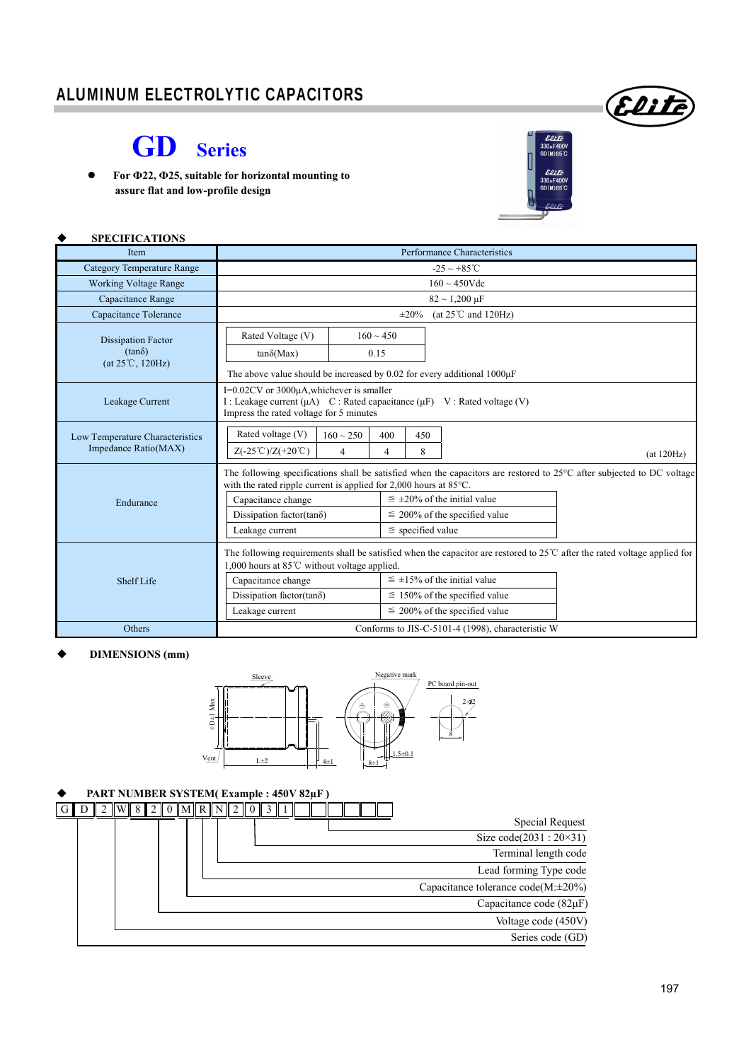# ALUMINUM ELECTROLYTIC CAPACITORS

## GD Series

- For Φ22, Φ25, suitable for horizontal mounting to assure flat and low-profile design

### SPECIFICATIONS

| Item | Performance Characteristics |
|---|---|
| Category Temperature Range | -25 ~ +85℃ |
| Working Voltage Range | 160 ~ 450Vdc |
| Capacitance Range | 82 ~ 1,200 µF |
| Capacitance Tolerance | ±20% (at 25℃ and 120Hz) |
| Dissipation Factor (tanδ) (at 25℃, 120Hz) | Rated Voltage (V): 160 ~ 450; tanδ(Max): 0.15. The above value should be increased by 0.02 for every additional 1000µF |
| Leakage Current | I=0.02CV or 3000µA,whichever is smaller. I : Leakage current (µA) C : Rated capacitance (µF) V : Rated voltage (V). Impress the rated voltage for 5 minutes |
| Low Temperature Characteristics Impedance Ratio(MAX) | Rated voltage (V): 160 ~ 250 / 400 / 450; Z(-25℃)/Z(+20℃): 4 / 4 / 8 (at 120Hz) |
| Endurance | The following specifications shall be satisfied when the capacitors are restored to 25°C after subjected to DC voltage with the rated ripple current is applied for 2,000 hours at 85°C. Capacitance change: ≦ ±20% of the initial value; Dissipation factor(tanδ): ≦ 200% of the specified value; Leakage current: ≦ specified value |
| Shelf Life | The following requirements shall be satisfied when the capacitor are restored to 25℃ after the rated voltage applied for 1,000 hours at 85℃ without voltage applied. Capacitance change: ≦ ±15% of the initial value; Dissipation factor(tanδ): ≦ 150% of the specified value; Leakage current: ≦ 200% of the specified value |
| Others | Conforms to JIS-C-5101-4 (1998), characteristic W |

### DIMENSIONS (mm)

Sleeve
ΦD±1 Max
Vent
L±2
4±1
Negative mark
8±1
1.5±0.1
PC board pin-out
2-Φ2
8

### PART NUMBER SYSTEM( Example : 450V 82µF )

| | | | | | | | | | | | | | | | | | | | |
|---|---|---|---|---|---|---|---|---|---|---|---|---|---|---|---|---|---|---|---|
| G | D | 2 | W | 8 | 2 | 0 | M | R | N | 2 | 0 | 3 | 1 | | | | | | |

- Special Request
- Size code(2031 : 20×31)
- Terminal length code
- Lead forming Type code
- Capacitance tolerance code(M:±20%)
- Capacitance code (82µF)
- Voltage code (450V)
- Series code (GD)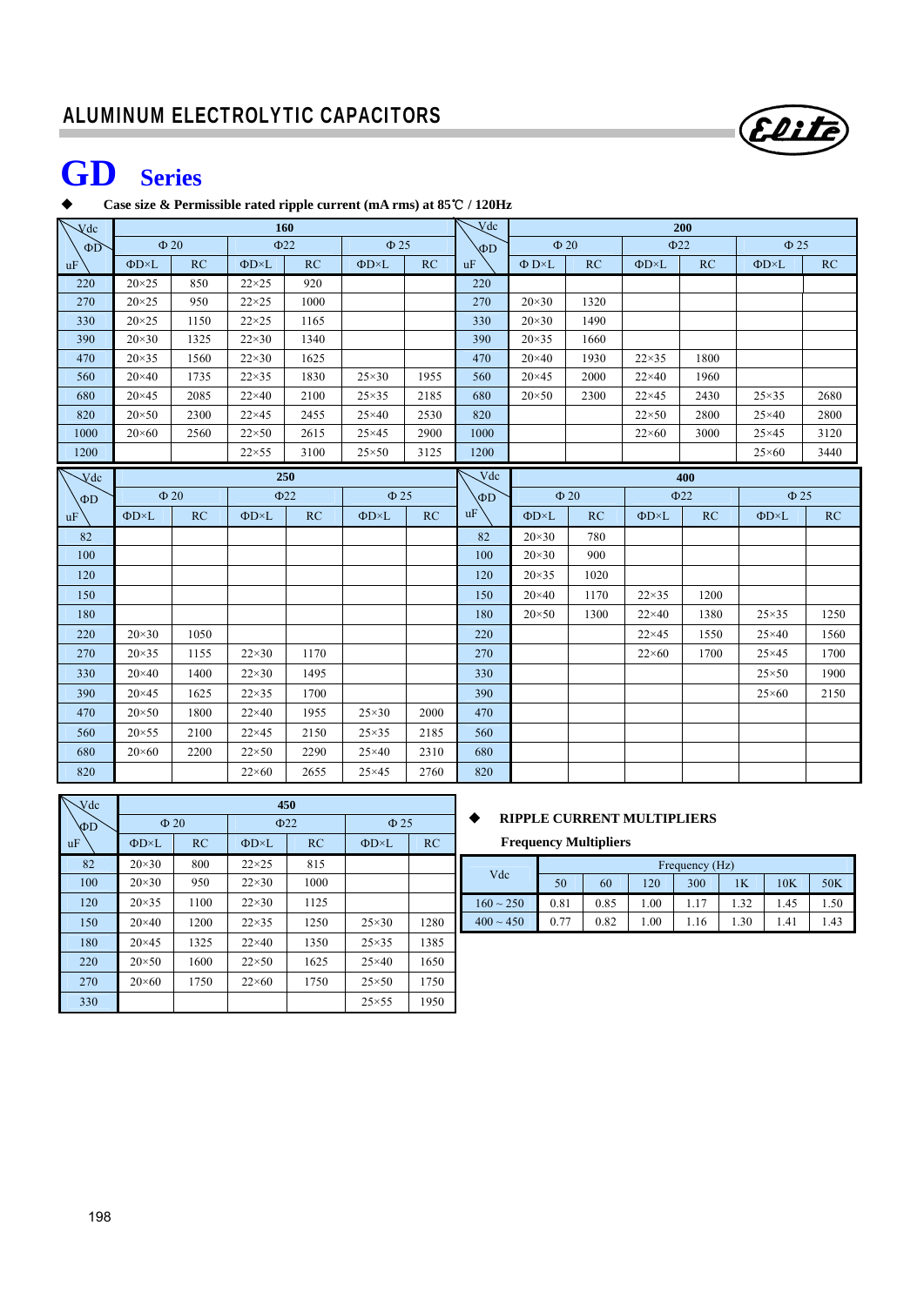## ALUMINUM ELECTROLYTIC CAPACITORS

# GD Series

◆ **Case size & Permissible rated ripple current (mA rms) at 85℃ / 120Hz**

| Vdc | 160 | | | | | | Vdc | 200 | | | | | |
|---|---|---|---|---|---|---|---|---|---|---|---|---|---|
| ΦD | Φ 20 | | Φ22 | | Φ 25 | | ΦD | Φ 20 | | Φ22 | | Φ 25 | |
| uF | ΦD×L | RC | ΦD×L | RC | ΦD×L | RC | uF | Φ D×L | RC | ΦD×L | RC | ΦD×L | RC |
| 220 | 20×25 | 850 | 22×25 | 920 | | | 220 | | | | | | |
| 270 | 20×25 | 950 | 22×25 | 1000 | | | 270 | 20×30 | 1320 | | | | |
| 330 | 20×25 | 1150 | 22×25 | 1165 | | | 330 | 20×30 | 1490 | | | | |
| 390 | 20×30 | 1325 | 22×30 | 1340 | | | 390 | 20×35 | 1660 | | | | |
| 470 | 20×35 | 1560 | 22×30 | 1625 | | | 470 | 20×40 | 1930 | 22×35 | 1800 | | |
| 560 | 20×40 | 1735 | 22×35 | 1830 | 25×30 | 1955 | 560 | 20×45 | 2000 | 22×40 | 1960 | | |
| 680 | 20×45 | 2085 | 22×40 | 2100 | 25×35 | 2185 | 680 | 20×50 | 2300 | 22×45 | 2430 | 25×35 | 2680 |
| 820 | 20×50 | 2300 | 22×45 | 2455 | 25×40 | 2530 | 820 | | | 22×50 | 2800 | 25×40 | 2800 |
| 1000 | 20×60 | 2560 | 22×50 | 2615 | 25×45 | 2900 | 1000 | | | 22×60 | 3000 | 25×45 | 3120 |
| 1200 | | | 22×55 | 3100 | 25×50 | 3125 | 1200 | | | | | 25×60 | 3440 |

| Vdc | 250 | | | | | | Vdc | 400 | | | | | |
|---|---|---|---|---|---|---|---|---|---|---|---|---|---|
| ΦD | Φ 20 | | Φ22 | | Φ 25 | | ΦD | Φ 20 | | Φ22 | | Φ 25 | |
| uF | ΦD×L | RC | ΦD×L | RC | ΦD×L | RC | uF | ΦD×L | RC | ΦD×L | RC | ΦD×L | RC |
| 82 | | | | | | | 82 | 20×30 | 780 | | | | |
| 100 | | | | | | | 100 | 20×30 | 900 | | | | |
| 120 | | | | | | | 120 | 20×35 | 1020 | | | | |
| 150 | | | | | | | 150 | 20×40 | 1170 | 22×35 | 1200 | | |
| 180 | | | | | | | 180 | 20×50 | 1300 | 22×40 | 1380 | 25×35 | 1250 |
| 220 | 20×30 | 1050 | | | | | 220 | | | 22×45 | 1550 | 25×40 | 1560 |
| 270 | 20×35 | 1155 | 22×30 | 1170 | | | 270 | | | 22×60 | 1700 | 25×45 | 1700 |
| 330 | 20×40 | 1400 | 22×30 | 1495 | | | 330 | | | | | 25×50 | 1900 |
| 390 | 20×45 | 1625 | 22×35 | 1700 | | | 390 | | | | | 25×60 | 2150 |
| 470 | 20×50 | 1800 | 22×40 | 1955 | 25×30 | 2000 | 470 | | | | | | |
| 560 | 20×55 | 2100 | 22×45 | 2150 | 25×35 | 2185 | 560 | | | | | | |
| 680 | 20×60 | 2200 | 22×50 | 2290 | 25×40 | 2310 | 680 | | | | | | |
| 820 | | | 22×60 | 2655 | 25×45 | 2760 | 820 | | | | | | |

| Vdc | 450 | | | | | |
|---|---|---|---|---|---|---|
| ΦD | Φ 20 | | Φ22 | | Φ 25 | |
| uF | ΦD×L | RC | ΦD×L | RC | ΦD×L | RC |
| 82 | 20×30 | 800 | 22×25 | 815 | | |
| 100 | 20×30 | 950 | 22×30 | 1000 | | |
| 120 | 20×35 | 1100 | 22×30 | 1125 | | |
| 150 | 20×40 | 1200 | 22×35 | 1250 | 25×30 | 1280 |
| 180 | 20×45 | 1325 | 22×40 | 1350 | 25×35 | 1385 |
| 220 | 20×50 | 1600 | 22×50 | 1625 | 25×40 | 1650 |
| 270 | 20×60 | 1750 | 22×60 | 1750 | 25×50 | 1750 |
| 330 | | | | | 25×55 | 1950 |

◆ **RIPPLE CURRENT MULTIPLIERS**

**Frequency Multipliers**

| Vdc | Frequency (Hz) | | | | | | |
|---|---|---|---|---|---|---|---|
| | 50 | 60 | 120 | 300 | 1K | 10K | 50K |
| 160 ~ 250 | 0.81 | 0.85 | 1.00 | 1.17 | 1.32 | 1.45 | 1.50 |
| 400 ~ 450 | 0.77 | 0.82 | 1.00 | 1.16 | 1.30 | 1.41 | 1.43 |